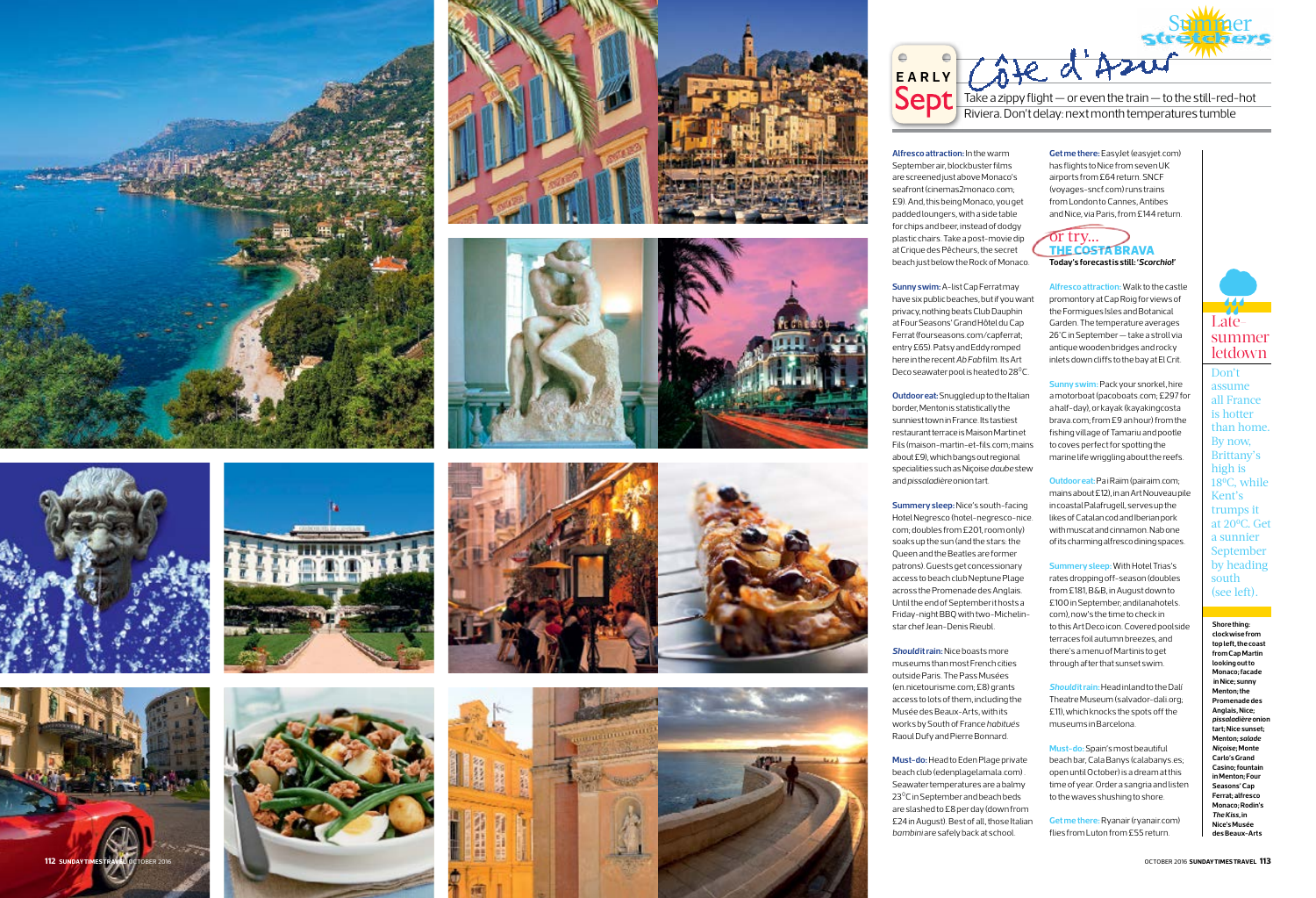Summer stretchers

EARLY Sept

# Côte d'Azur

Take a zippy flight — or even the train — to the still-red-hot Riviera. Don't delay: next month temperatures tumble

**Alfresco attraction:** In the warm September air, blockbuster films are screened just above Monaco's seafront (cinemas2monaco.com; £9). And, this being Monaco, you get padded loungers, with a side table for chips and beer, instead of dodgy plastic chairs. Take a post-movie dip at Crique des Pêcheurs, the secret beach just below the Rock of Monaco.

**Sunny swim:** A-list Cap Ferrat may have six public beaches, but if you want privacy, nothing beats Club Dauphin at Four Seasons' Grand Hôtel du Cap Ferrat (fourseasons.com/capferrat; entry £65). Patsy and Eddy romped here in the recent *Ab Fab* film. Its Art Deco seawater pool is heated to 28°C.

**Outdoor eat:** Snuggled up to the Italian border, Menton is statistically the sunniest town in France. Its tastiest restaurant terrace is Maison Martin et Fils (maison-martin-et-fils.com; mains about £9), which bangs out regional specialities such as Niçoise *daube* stew and *pissaladière* onion tart.

**Summery sleep:** Nice's south-facing Hotel Negresco (hotel-negresco-nice.com; doubles from £201, room only) soaks up the sun (and the stars: the Queen and the Beatles are former patrons). Guests get concessionary access to beach club Neptune Plage across the Promenade des Anglais. Until the end of September it hosts a Friday-night BBQ with two-Michelin-star chef Jean-Denis Rieubl.

***Should* it rain:** Nice boasts more museums than most French cities outside Paris. The Pass Musées (en.nicetourisme.com; £8) grants access to lots of them, including the Musée des Beaux-Arts, with its works by South of France *habitués* Raoul Dufy and Pierre Bonnard.

**Must-do:** Head to Eden Plage private beach club (edenplagelamala.com). Seawater temperatures are a balmy 23°C in September and beach beds are slashed to £8 per day (down from £24 in August). Best of all, those Italian *bambini* are safely back at school.

**Get me there:** EasyJet (easyjet.com) has flights to Nice from seven UK airports from £64 return. SNCF (voyages-sncf.com) runs trains from London to Cannes, Antibes and Nice, via Paris, from £144 return.

## or try... THE COSTA BRAVA

**Today's forecast is still: '*Scorchio!*'**

**Alfresco attraction:** Walk to the castle promontory at Cap Roig for views of the Formigues Isles and Botanical Garden. The temperature averages 26°C in September — take a stroll via antique wooden bridges and rocky inlets down cliffs to the bay at El Crit.

**Sunny swim:** Pack your snorkel, hire a motorboat (pacoboats.com; £297 for a half-day), or kayak (kayakingcosta brava.com; from £9 an hour) from the fishing village of Tamariu and pootle to coves perfect for spotting the marine life wriggling about the reefs.

**Outdoor eat:** Pa i Raim (pairaim.com; mains about £12), in an Art Nouveau pile in coastal Palafrugell, serves up the likes of Catalan cod and Iberian pork with muscat and cinnamon. Nab one of its charming alfresco dining spaces.

**Summery sleep:** With Hotel Trias's rates dropping off-season (doubles from £181, B&B, in August down to £100 in September; andilanahotels.com), now's the time to check in to this Art Deco icon. Covered poolside terraces foil autumn breezes, and there's a menu of Martinis to get through after that sunset swim.

***Should* it rain:** Head inland to the Dalí Theatre Museum (salvador-dali.org; £11), which knocks the spots off the museums in Barcelona.

**Must-do:** Spain's most beautiful beach bar, Cala Banys (calabanys.es; open until October) is a dream at this time of year. Order a sangria and listen to the waves shushing to shore.

**Get me there:** Ryanair (ryanair.com) flies from Luton from £55 return.

## Late-summer letdown

Don't assume all France is hotter than home. By now, Brittany's high is 18°C, while Kent's trumps it at 20°C. Get a sunnier September by heading south (see left).

**Shore thing:** clockwise from top left, the coast from Cap Martin looking out to Monaco; facade in Nice; sunny Menton; the Promenade des Anglais, Nice; *pissaladière* onion tart; Nice sunset; Menton; *salade Niçoise*; Monte Carlo's Grand Casino; fountain in Menton; Four Seasons' Cap Ferrat; alfresco Monaco; Rodin's *The Kiss*, in Nice's Musée des Beaux-Arts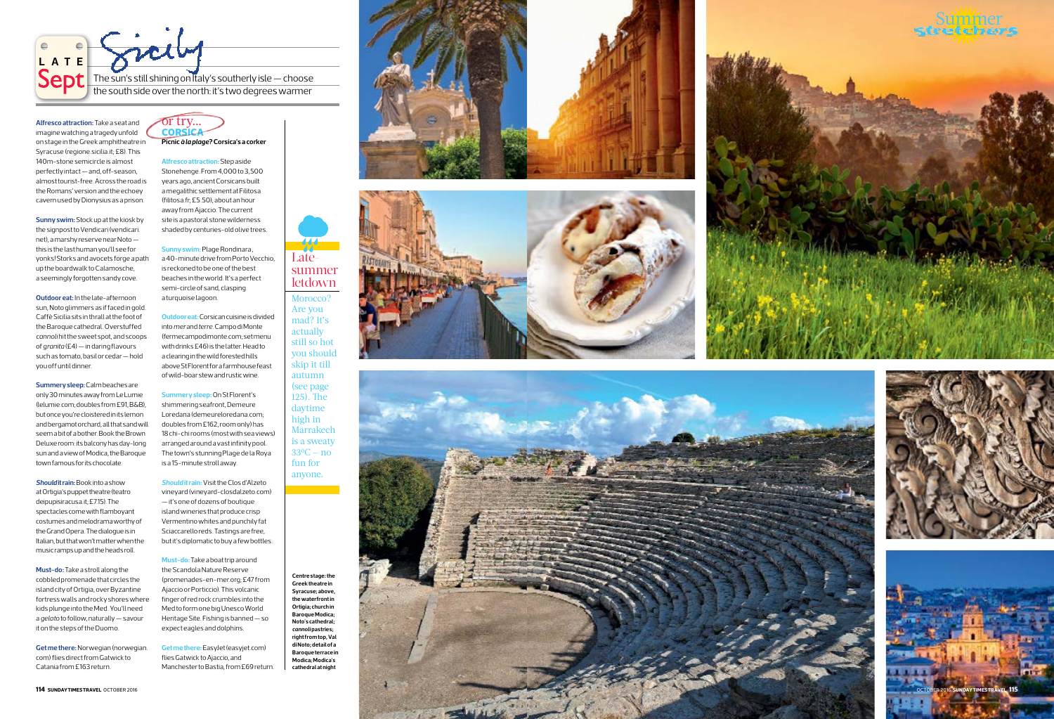# LATE Sept Sicily

The sun's still shining on Italy's southerly isle — choose the south side over the north: it's two degrees warmer

**Alfresco attraction:** Take a seat and imagine watching a tragedy unfold on stage in the Greek amphitheatre in Syracuse (regione.sicilia.it; £8). This 140m-stone semicircle is almost perfectly intact — and, off-season, almost tourist-free. Across the road is the Romans' version and the echoey cavern used by Dionysius as a prison.

**Sunny swim:** Stock up at the kiosk by the signpost to Vendicari (vendicari.net), a marshy reserve near Noto — this is the last human you'll see for yonks! Storks and avocets forge a path up the boardwalk to Calamosche, a seemingly forgotten sandy cove.

**Outdoor eat:** In the late-afternoon sun, Noto glimmers as if faced in gold. Caffè Sicilia sits in thrall at the foot of the Baroque cathedral. Overstuffed *cannoli* hit the sweet spot, and scoops of *granita* (£4) — in daring flavours such as tomato, basil or cedar — hold you off until dinner.

**Summery sleep:** Calm beaches are only 30 minutes away from Le Lumie (lelumie.com; doubles from £91, B&B), but once you're cloistered in its lemon and bergamot orchard, all that sand will seem a bit of a bother. Book the Brown Deluxe room: its balcony has day-long sun and a view of Modica, the Baroque town famous for its chocolate.

***Should* it rain:** Book into a show at Ortigia's puppet theatre (teatro deipupisiracusa.it; £7.15). The spectacles come with flamboyant costumes and melodrama worthy of the Grand Opera. The dialogue is in Italian, but that won't matter when the music ramps up and the heads roll.

**Must-do:** Take a stroll along the cobbled promenade that circles the island city of Ortigia, over Byzantine fortress walls and rocky shores where kids plunge into the Med. You'll need a *gelato* to follow, naturally — savour it on the steps of the Duomo.

**Get me there:** Norwegian (norwegian.com) flies direct from Gatwick to Catania from £163 return.

## or try... CORSICA

**Picnic *à la plage*? Corsica's a corker**

**Alfresco attraction:** Step aside Stonehenge. From 4,000 to 3,500 years ago, ancient Corsicans built a megalithic settlement at Filitosa (filitosa.fr; £5.50), about an hour away from Ajaccio. The current site is a pastoral stone wilderness shaded by centuries-old olive trees.

**Sunny swim:** Plage Rondinara, a 40-minute drive from Porto Vecchio, is reckoned to be one of the best beaches in the world. It's a perfect semi-circle of sand, clasping a turquoise lagoon.

**Outdoor eat:** Corsican cuisine is divided into *mer* and *terre*. Campo di Monte (fermecampodimonte.com; set menu with drinks £46) is the latter. Head to a clearing in the wild forested hills above St Florent for a farmhouse feast of wild-boar stew and rustic wine.

**Summery sleep:** On St Florent's shimmering seafront, Demeure Loredana (demeureloredana.com; doubles from £162, room only) has 18 chi-chi rooms (most with sea views) arranged around a vast infinity pool. The town's stunning Plage de la Roya is a 15-minute stroll away.

***Should* it rain:** Visit the Clos d'Alzeto vineyard (vineyard-closdalzeto.com) — it's one of dozens of boutique island wineries that produce crisp Vermentino whites and punchily fat Sciaccarello reds. Tastings are free, but it's diplomatic to buy a few bottles.

**Must-do:** Take a boat trip around the Scandola Nature Reserve (promenades-en-mer.org; £47 from Ajaccio or Porticcio). This volcanic finger of red rock crumbles into the Med to form one big Unesco World Heritage Site. Fishing is banned — so expect eagles and dolphins.

**Get me there:** EasyJet (easyjet.com) flies Gatwick to Ajaccio, and Manchester to Bastia, from £69 return.

## Late-summer letdown

Morocco? Are you mad? It's actually still so hot you should skip it till autumn (see page 125). The daytime high in Marrakech is a sweaty 33°C — no fun for anyone.

**Centre stage: the Greek theatre in Syracuse; above, the waterfront in Ortigia; church in Baroque Modica; Noto's cathedral; *cannoli* pastries; right from top, Val di Noto; detail of a Baroque terrace in Modica; Modica's cathedral at night**